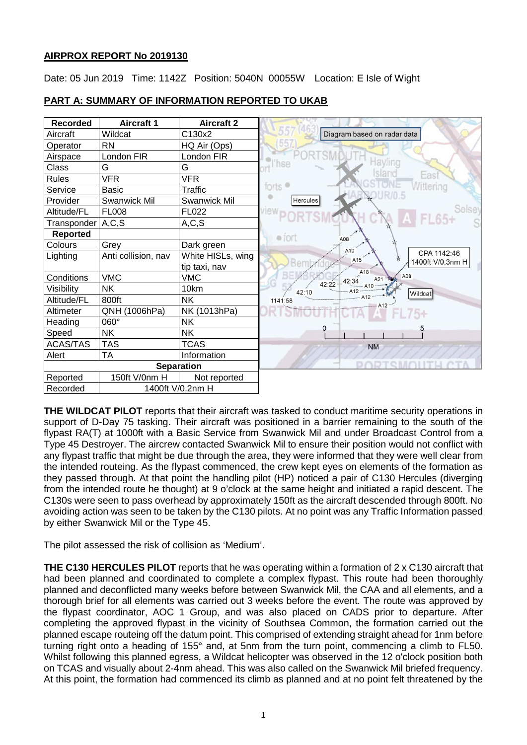## AIRPROX REPORT No 2019130

Date: 05 Jun 2019 Time: 1142Z Position: 5040N 00055W Location: E Isle of Wight

## PART A: SUMMARY OF INFORMATION REPORTED TO UKAB

| Recorded | Aircraft 1 | Aircraft 2 |
|---|---|---|
| Aircraft | Wildcat | C130x2 |
| Operator | RN | HQ Air (Ops) |
| Airspace | London FIR | London FIR |
| Class | G | G |
| Rules | VFR | VFR |
| Service | Basic | Traffic |
| Provider | Swanwick Mil | Swanwick Mil |
| Altitude/FL | FL008 | FL022 |
| Transponder | A,C,S | A,C,S |
| **Reported** | | |
| Colours | Grey | Dark green |
| Lighting | Anti collision, nav | White HISLs, wing tip taxi, nav |
| Conditions | VMC | VMC |
| Visibility | NK | 10km |
| Altitude/FL | 800ft | NK |
| Altimeter | QNH (1006hPa) | NK (1013hPa) |
| Heading | 060° | NK |
| Speed | NK | NK |
| ACAS/TAS | TAS | TCAS |
| Alert | TA | Information |
| **Separation** | | |
| Reported | 150ft V/0nm H | Not reported |
| Recorded | 1400ft V/0.2nm H | |

**THE WILDCAT PILOT** reports that their aircraft was tasked to conduct maritime security operations in support of D-Day 75 tasking. Their aircraft was positioned in a barrier remaining to the south of the flypast RA(T) at 1000ft with a Basic Service from Swanwick Mil and under Broadcast Control from a Type 45 Destroyer. The aircrew contacted Swanwick Mil to ensure their position would not conflict with any flypast traffic that might be due through the area, they were informed that they were well clear from the intended routeing. As the flypast commenced, the crew kept eyes on elements of the formation as they passed through. At that point the handling pilot (HP) noticed a pair of C130 Hercules (diverging from the intended route he thought) at 9 o'clock at the same height and initiated a rapid descent. The C130s were seen to pass overhead by approximately 150ft as the aircraft descended through 800ft. No avoiding action was seen to be taken by the C130 pilots. At no point was any Traffic Information passed by either Swanwick Mil or the Type 45.

The pilot assessed the risk of collision as 'Medium'.

**THE C130 HERCULES PILOT** reports that he was operating within a formation of 2 x C130 aircraft that had been planned and coordinated to complete a complex flypast. This route had been thoroughly planned and deconflicted many weeks before between Swanwick Mil, the CAA and all elements, and a thorough brief for all elements was carried out 3 weeks before the event. The route was approved by the flypast coordinator, AOC 1 Group, and was also placed on CADS prior to departure. After completing the approved flypast in the vicinity of Southsea Common, the formation carried out the planned escape routeing off the datum point. This comprised of extending straight ahead for 1nm before turning right onto a heading of 155° and, at 5nm from the turn point, commencing a climb to FL50. Whilst following this planned egress, a Wildcat helicopter was observed in the 12 o'clock position both on TCAS and visually about 2-4nm ahead. This was also called on the Swanwick Mil briefed frequency. At this point, the formation had commenced its climb as planned and at no point felt threatened by the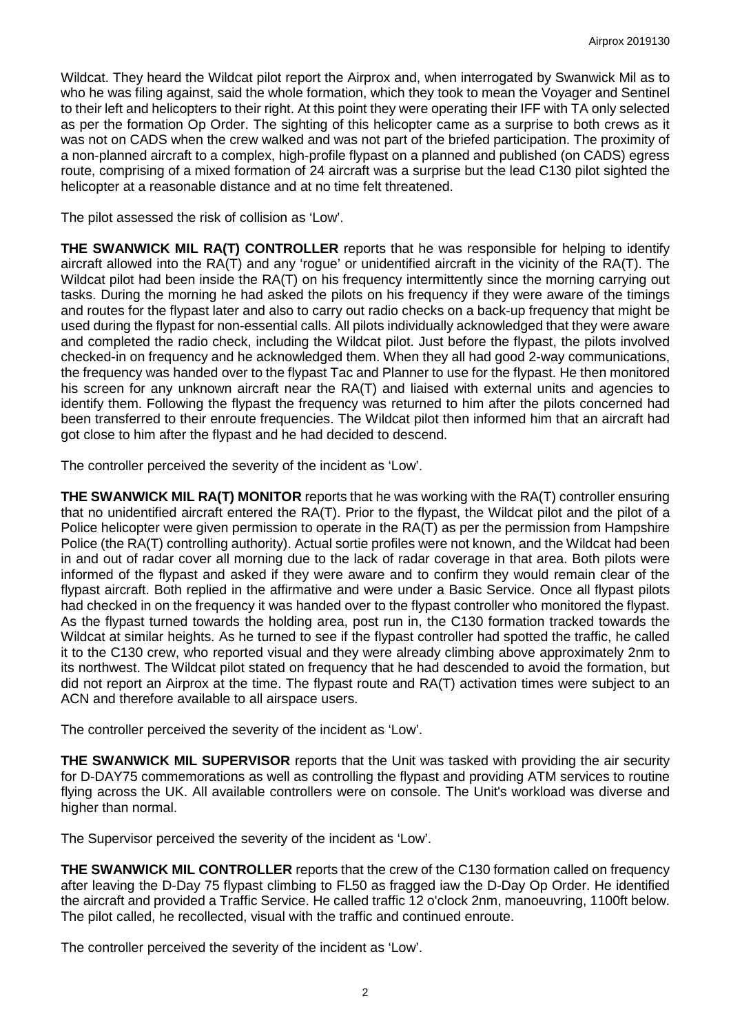Wildcat. They heard the Wildcat pilot report the Airprox and, when interrogated by Swanwick Mil as to who he was filing against, said the whole formation, which they took to mean the Voyager and Sentinel to their left and helicopters to their right. At this point they were operating their IFF with TA only selected as per the formation Op Order. The sighting of this helicopter came as a surprise to both crews as it was not on CADS when the crew walked and was not part of the briefed participation. The proximity of a non-planned aircraft to a complex, high-profile flypast on a planned and published (on CADS) egress route, comprising of a mixed formation of 24 aircraft was a surprise but the lead C130 pilot sighted the helicopter at a reasonable distance and at no time felt threatened.

The pilot assessed the risk of collision as 'Low'.

**THE SWANWICK MIL RA(T) CONTROLLER** reports that he was responsible for helping to identify aircraft allowed into the RA(T) and any 'rogue' or unidentified aircraft in the vicinity of the RA(T). The Wildcat pilot had been inside the RA(T) on his frequency intermittently since the morning carrying out tasks. During the morning he had asked the pilots on his frequency if they were aware of the timings and routes for the flypast later and also to carry out radio checks on a back-up frequency that might be used during the flypast for non-essential calls. All pilots individually acknowledged that they were aware and completed the radio check, including the Wildcat pilot. Just before the flypast, the pilots involved checked-in on frequency and he acknowledged them. When they all had good 2-way communications, the frequency was handed over to the flypast Tac and Planner to use for the flypast. He then monitored his screen for any unknown aircraft near the RA(T) and liaised with external units and agencies to identify them. Following the flypast the frequency was returned to him after the pilots concerned had been transferred to their enroute frequencies. The Wildcat pilot then informed him that an aircraft had got close to him after the flypast and he had decided to descend.

The controller perceived the severity of the incident as 'Low'.

**THE SWANWICK MIL RA(T) MONITOR** reports that he was working with the RA(T) controller ensuring that no unidentified aircraft entered the RA(T). Prior to the flypast, the Wildcat pilot and the pilot of a Police helicopter were given permission to operate in the RA(T) as per the permission from Hampshire Police (the RA(T) controlling authority). Actual sortie profiles were not known, and the Wildcat had been in and out of radar cover all morning due to the lack of radar coverage in that area. Both pilots were informed of the flypast and asked if they were aware and to confirm they would remain clear of the flypast aircraft. Both replied in the affirmative and were under a Basic Service. Once all flypast pilots had checked in on the frequency it was handed over to the flypast controller who monitored the flypast. As the flypast turned towards the holding area, post run in, the C130 formation tracked towards the Wildcat at similar heights. As he turned to see if the flypast controller had spotted the traffic, he called it to the C130 crew, who reported visual and they were already climbing above approximately 2nm to its northwest. The Wildcat pilot stated on frequency that he had descended to avoid the formation, but did not report an Airprox at the time. The flypast route and RA(T) activation times were subject to an ACN and therefore available to all airspace users.

The controller perceived the severity of the incident as 'Low'.

**THE SWANWICK MIL SUPERVISOR** reports that the Unit was tasked with providing the air security for D-DAY75 commemorations as well as controlling the flypast and providing ATM services to routine flying across the UK. All available controllers were on console. The Unit's workload was diverse and higher than normal.

The Supervisor perceived the severity of the incident as 'Low'.

**THE SWANWICK MIL CONTROLLER** reports that the crew of the C130 formation called on frequency after leaving the D-Day 75 flypast climbing to FL50 as fragged iaw the D-Day Op Order. He identified the aircraft and provided a Traffic Service. He called traffic 12 o'clock 2nm, manoeuvring, 1100ft below. The pilot called, he recollected, visual with the traffic and continued enroute.

The controller perceived the severity of the incident as 'Low'.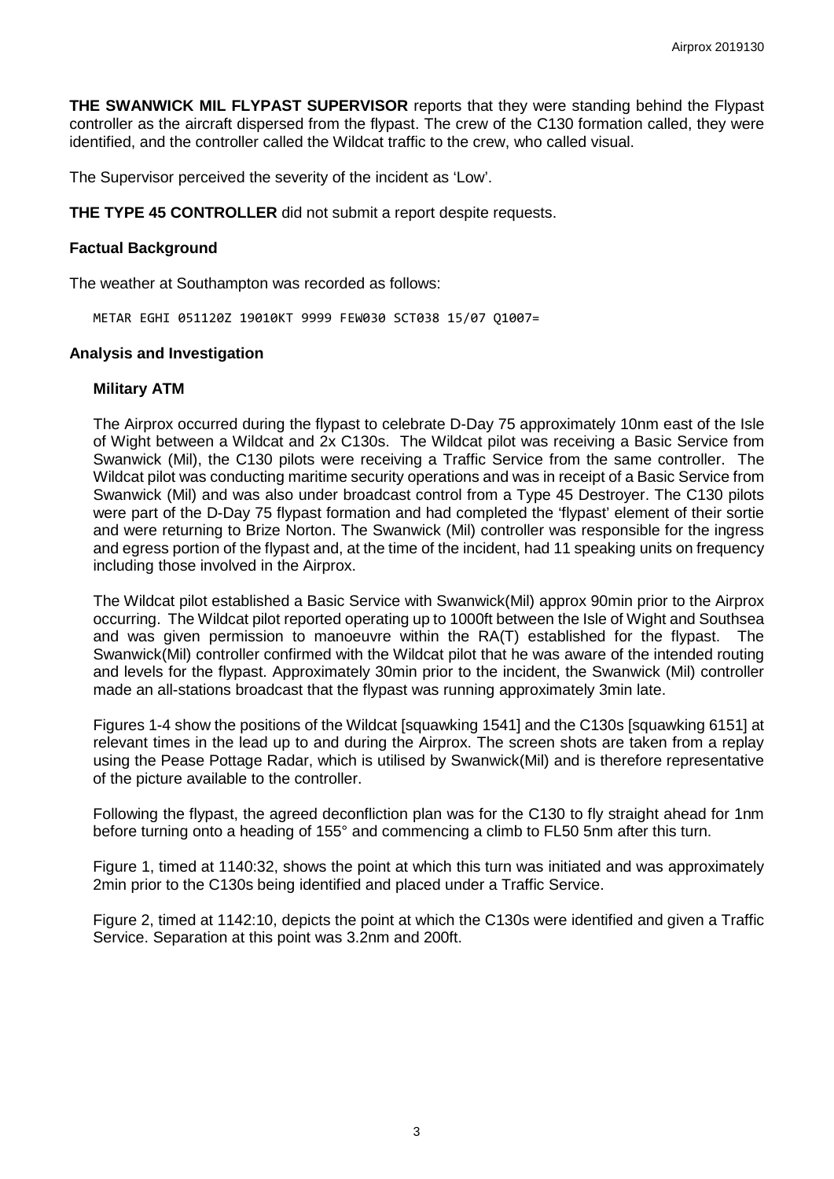**THE SWANWICK MIL FLYPAST SUPERVISOR** reports that they were standing behind the Flypast controller as the aircraft dispersed from the flypast. The crew of the C130 formation called, they were identified, and the controller called the Wildcat traffic to the crew, who called visual.

The Supervisor perceived the severity of the incident as 'Low'.

**THE TYPE 45 CONTROLLER** did not submit a report despite requests.

### Factual Background

The weather at Southampton was recorded as follows:

```
METAR EGHI 051120Z 19010KT 9999 FEW030 SCT038 15/07 Q1007=
```

### Analysis and Investigation

#### Military ATM

The Airprox occurred during the flypast to celebrate D-Day 75 approximately 10nm east of the Isle of Wight between a Wildcat and 2x C130s. The Wildcat pilot was receiving a Basic Service from Swanwick (Mil), the C130 pilots were receiving a Traffic Service from the same controller. The Wildcat pilot was conducting maritime security operations and was in receipt of a Basic Service from Swanwick (Mil) and was also under broadcast control from a Type 45 Destroyer. The C130 pilots were part of the D-Day 75 flypast formation and had completed the 'flypast' element of their sortie and were returning to Brize Norton. The Swanwick (Mil) controller was responsible for the ingress and egress portion of the flypast and, at the time of the incident, had 11 speaking units on frequency including those involved in the Airprox.

The Wildcat pilot established a Basic Service with Swanwick(Mil) approx 90min prior to the Airprox occurring. The Wildcat pilot reported operating up to 1000ft between the Isle of Wight and Southsea and was given permission to manoeuvre within the RA(T) established for the flypast. The Swanwick(Mil) controller confirmed with the Wildcat pilot that he was aware of the intended routing and levels for the flypast. Approximately 30min prior to the incident, the Swanwick (Mil) controller made an all-stations broadcast that the flypast was running approximately 3min late.

Figures 1-4 show the positions of the Wildcat [squawking 1541] and the C130s [squawking 6151] at relevant times in the lead up to and during the Airprox. The screen shots are taken from a replay using the Pease Pottage Radar, which is utilised by Swanwick(Mil) and is therefore representative of the picture available to the controller.

Following the flypast, the agreed deconfliction plan was for the C130 to fly straight ahead for 1nm before turning onto a heading of 155° and commencing a climb to FL50 5nm after this turn.

Figure 1, timed at 1140:32, shows the point at which this turn was initiated and was approximately 2min prior to the C130s being identified and placed under a Traffic Service.

Figure 2, timed at 1142:10, depicts the point at which the C130s were identified and given a Traffic Service. Separation at this point was 3.2nm and 200ft.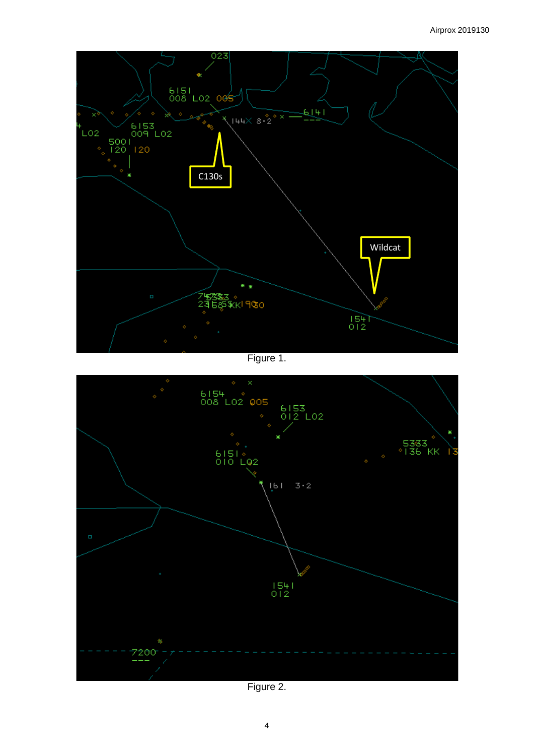Figure 1.

Figure 2.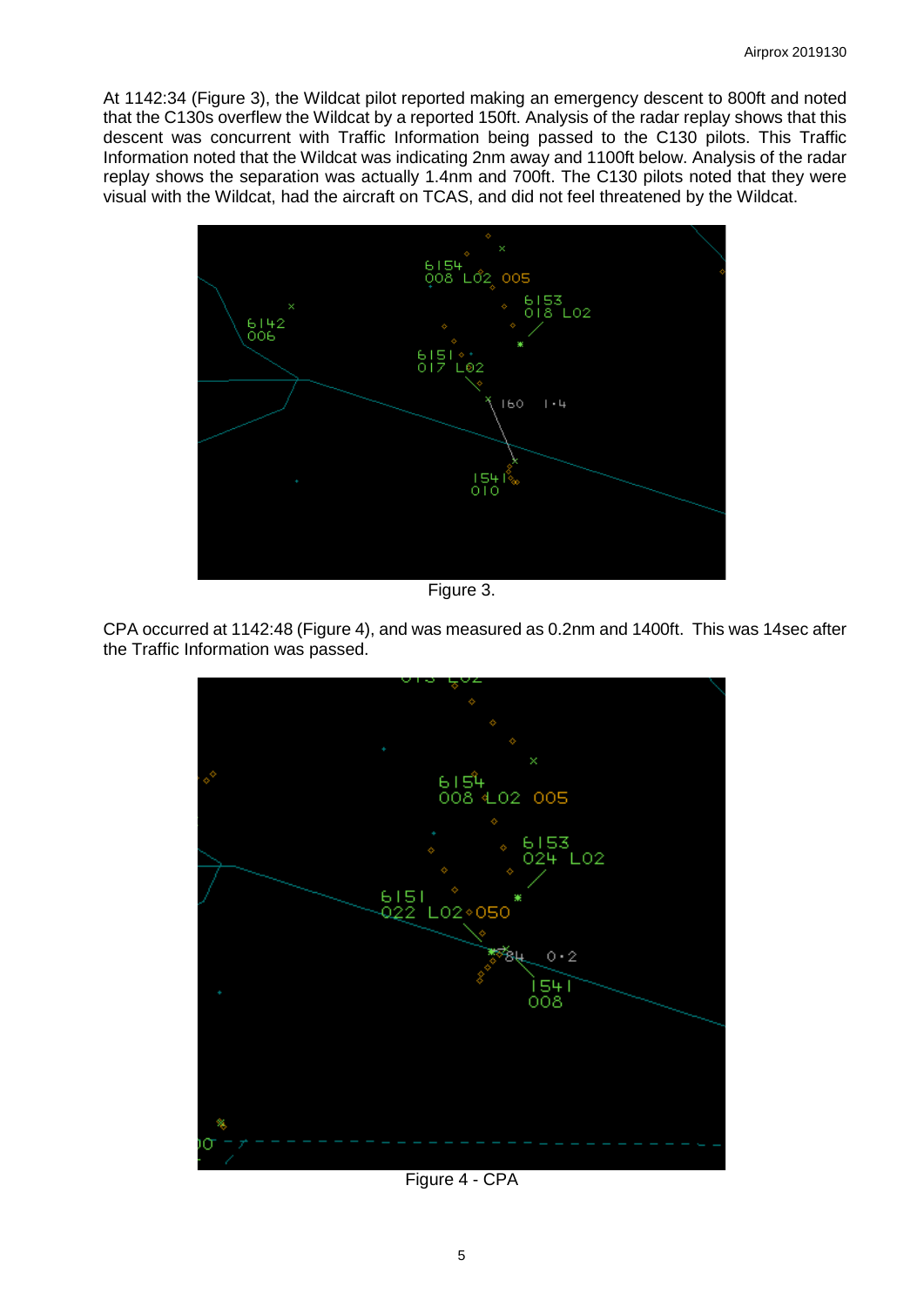At 1142:34 (Figure 3), the Wildcat pilot reported making an emergency descent to 800ft and noted that the C130s overflew the Wildcat by a reported 150ft. Analysis of the radar replay shows that this descent was concurrent with Traffic Information being passed to the C130 pilots. This Traffic Information noted that the Wildcat was indicating 2nm away and 1100ft below. Analysis of the radar replay shows the separation was actually 1.4nm and 700ft. The C130 pilots noted that they were visual with the Wildcat, had the aircraft on TCAS, and did not feel threatened by the Wildcat.

Figure 3.

CPA occurred at 1142:48 (Figure 4), and was measured as 0.2nm and 1400ft. This was 14sec after the Traffic Information was passed.

Figure 4 - CPA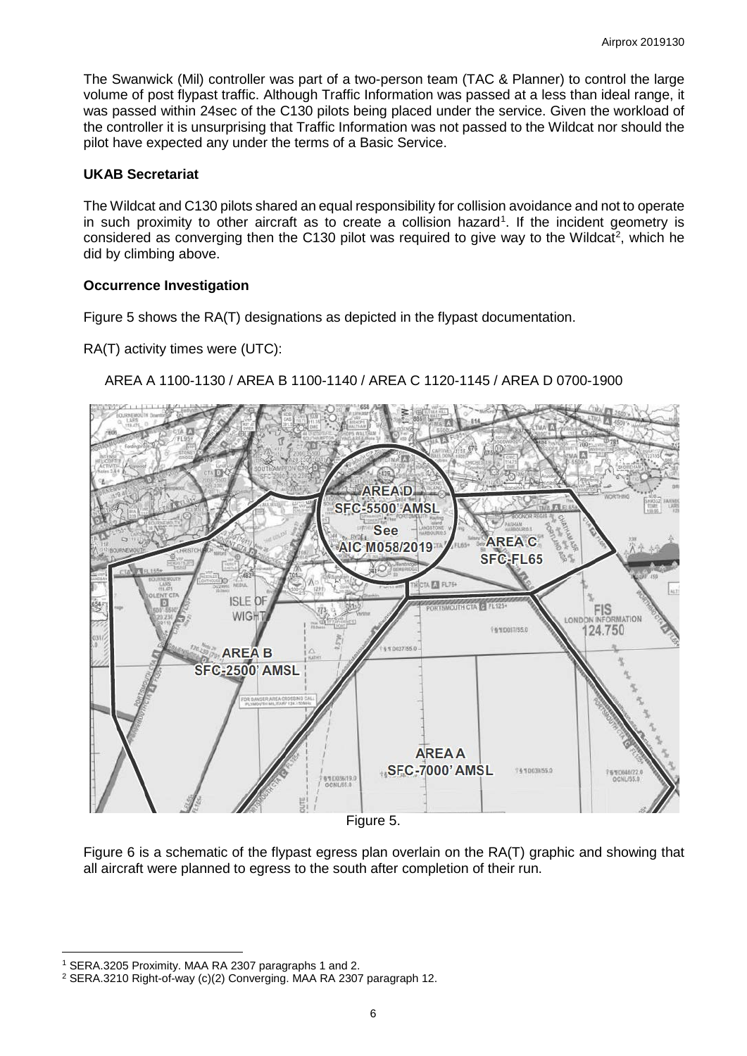The Swanwick (Mil) controller was part of a two-person team (TAC & Planner) to control the large volume of post flypast traffic. Although Traffic Information was passed at a less than ideal range, it was passed within 24sec of the C130 pilots being placed under the service. Given the workload of the controller it is unsurprising that Traffic Information was not passed to the Wildcat nor should the pilot have expected any under the terms of a Basic Service.

### UKAB Secretariat

The Wildcat and C130 pilots shared an equal responsibility for collision avoidance and not to operate in such proximity to other aircraft as to create a collision hazard[1]. If the incident geometry is considered as converging then the C130 pilot was required to give way to the Wildcat[2], which he did by climbing above.

### Occurrence Investigation

Figure 5 shows the RA(T) designations as depicted in the flypast documentation.

RA(T) activity times were (UTC):

AREA A 1100-1130 / AREA B 1100-1140 / AREA C 1120-1145 / AREA D 0700-1900

Figure 5.

Figure 6 is a schematic of the flypast egress plan overlain on the RA(T) graphic and showing that all aircraft were planned to egress to the south after completion of their run.

---

[1] SERA.3205 Proximity. MAA RA 2307 paragraphs 1 and 2.

[2] SERA.3210 Right-of-way (c)(2) Converging. MAA RA 2307 paragraph 12.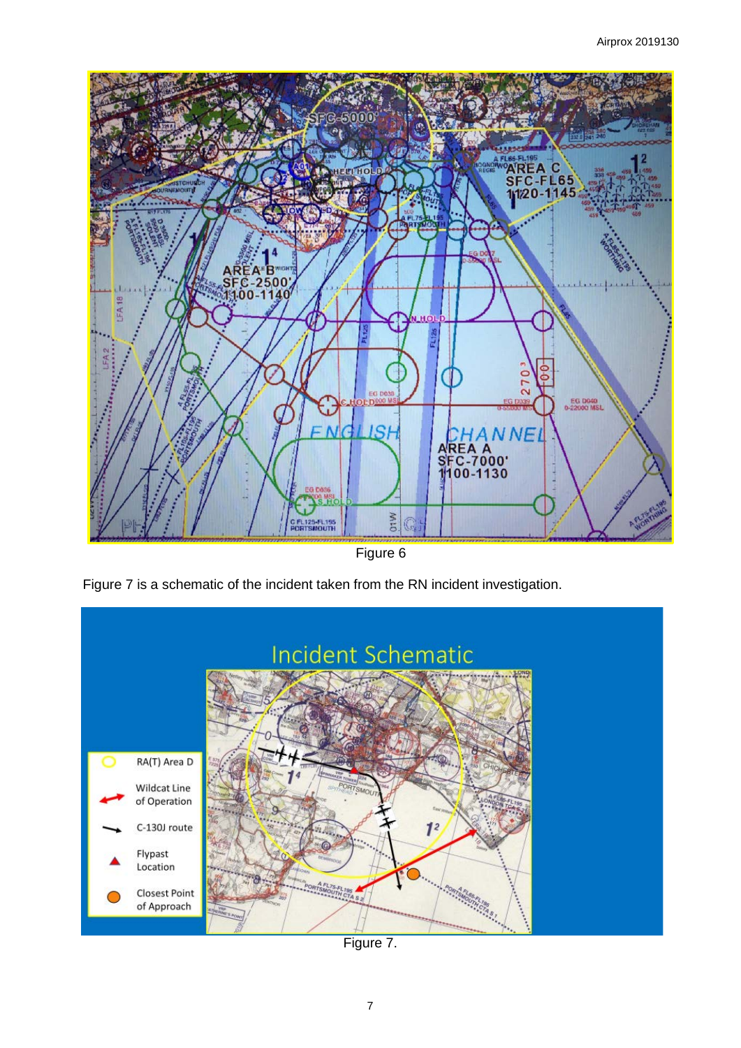Figure 6

Figure 7 is a schematic of the incident taken from the RN incident investigation.

Figure 7.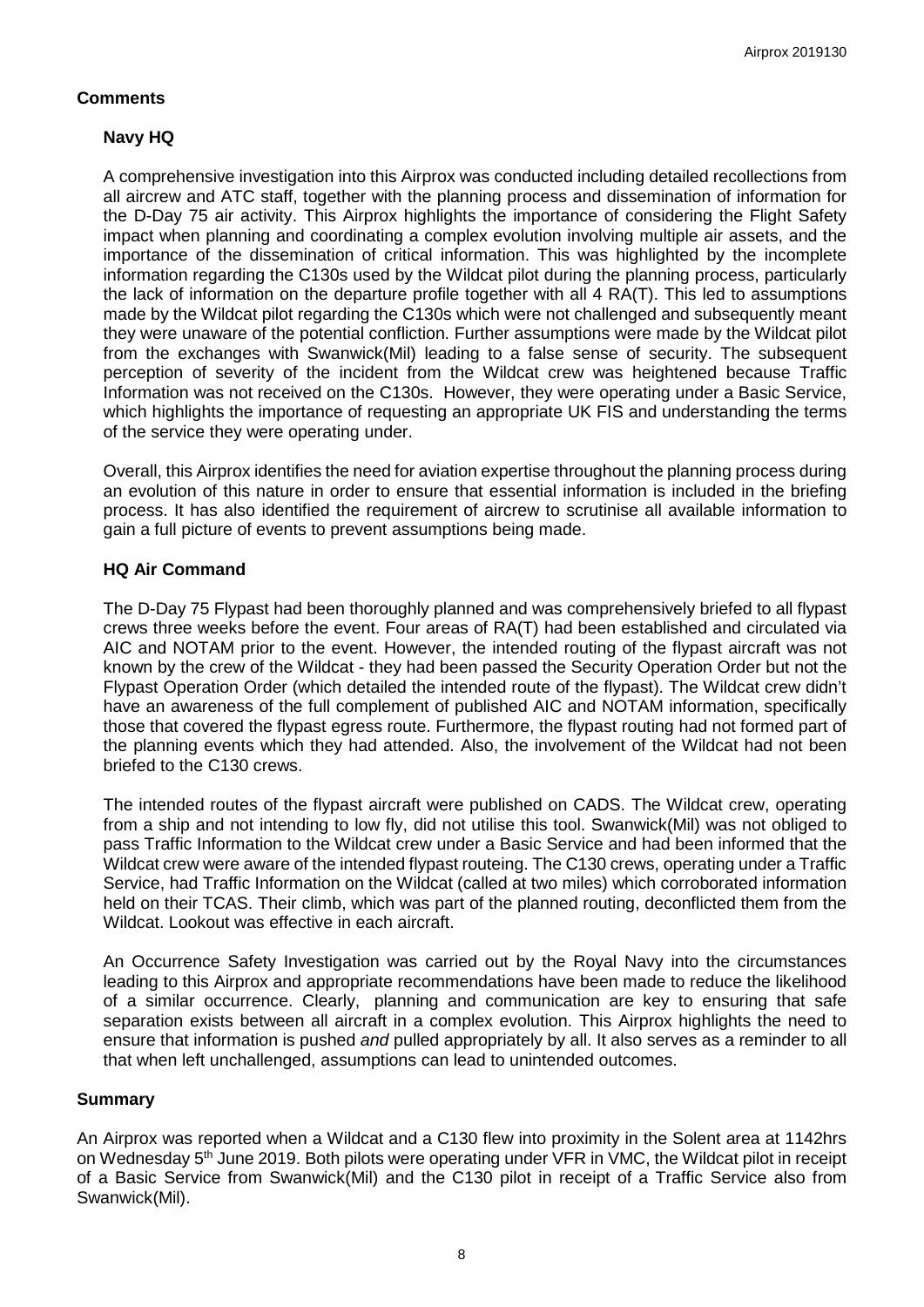## Comments

### Navy HQ

A comprehensive investigation into this Airprox was conducted including detailed recollections from all aircrew and ATC staff, together with the planning process and dissemination of information for the D-Day 75 air activity. This Airprox highlights the importance of considering the Flight Safety impact when planning and coordinating a complex evolution involving multiple air assets, and the importance of the dissemination of critical information. This was highlighted by the incomplete information regarding the C130s used by the Wildcat pilot during the planning process, particularly the lack of information on the departure profile together with all 4 RA(T). This led to assumptions made by the Wildcat pilot regarding the C130s which were not challenged and subsequently meant they were unaware of the potential confliction. Further assumptions were made by the Wildcat pilot from the exchanges with Swanwick(Mil) leading to a false sense of security. The subsequent perception of severity of the incident from the Wildcat crew was heightened because Traffic Information was not received on the C130s. However, they were operating under a Basic Service, which highlights the importance of requesting an appropriate UK FIS and understanding the terms of the service they were operating under.

Overall, this Airprox identifies the need for aviation expertise throughout the planning process during an evolution of this nature in order to ensure that essential information is included in the briefing process. It has also identified the requirement of aircrew to scrutinise all available information to gain a full picture of events to prevent assumptions being made.

### HQ Air Command

The D-Day 75 Flypast had been thoroughly planned and was comprehensively briefed to all flypast crews three weeks before the event. Four areas of RA(T) had been established and circulated via AIC and NOTAM prior to the event. However, the intended routing of the flypast aircraft was not known by the crew of the Wildcat - they had been passed the Security Operation Order but not the Flypast Operation Order (which detailed the intended route of the flypast). The Wildcat crew didn't have an awareness of the full complement of published AIC and NOTAM information, specifically those that covered the flypast egress route. Furthermore, the flypast routing had not formed part of the planning events which they had attended. Also, the involvement of the Wildcat had not been briefed to the C130 crews.

The intended routes of the flypast aircraft were published on CADS. The Wildcat crew, operating from a ship and not intending to low fly, did not utilise this tool. Swanwick(Mil) was not obliged to pass Traffic Information to the Wildcat crew under a Basic Service and had been informed that the Wildcat crew were aware of the intended flypast routeing. The C130 crews, operating under a Traffic Service, had Traffic Information on the Wildcat (called at two miles) which corroborated information held on their TCAS. Their climb, which was part of the planned routing, deconflicted them from the Wildcat. Lookout was effective in each aircraft.

An Occurrence Safety Investigation was carried out by the Royal Navy into the circumstances leading to this Airprox and appropriate recommendations have been made to reduce the likelihood of a similar occurrence. Clearly, planning and communication are key to ensuring that safe separation exists between all aircraft in a complex evolution. This Airprox highlights the need to ensure that information is pushed *and* pulled appropriately by all. It also serves as a reminder to all that when left unchallenged, assumptions can lead to unintended outcomes.

## Summary

An Airprox was reported when a Wildcat and a C130 flew into proximity in the Solent area at 1142hrs on Wednesday 5th June 2019. Both pilots were operating under VFR in VMC, the Wildcat pilot in receipt of a Basic Service from Swanwick(Mil) and the C130 pilot in receipt of a Traffic Service also from Swanwick(Mil).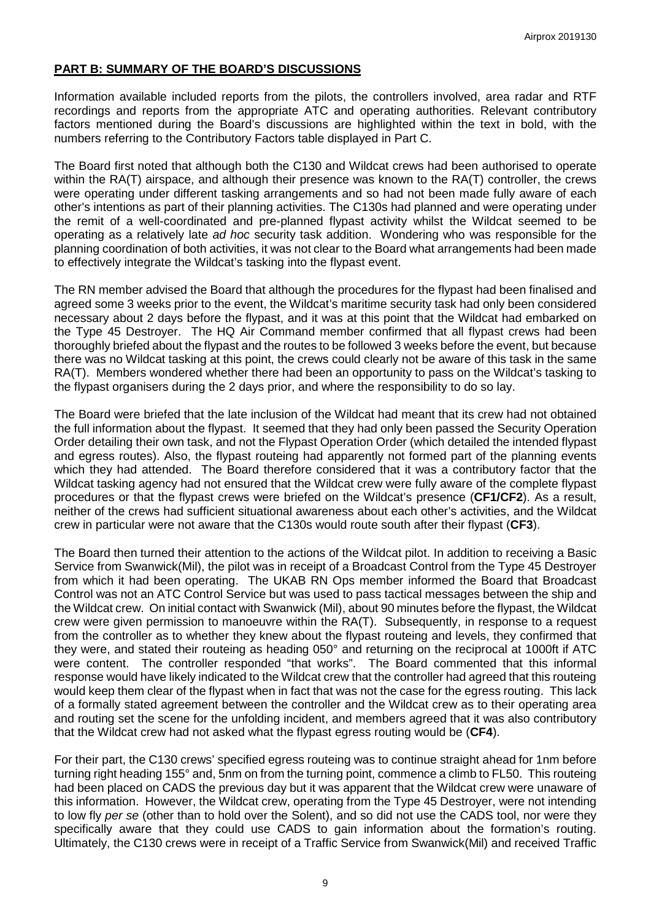## PART B: SUMMARY OF THE BOARD'S DISCUSSIONS

Information available included reports from the pilots, the controllers involved, area radar and RTF recordings and reports from the appropriate ATC and operating authorities. Relevant contributory factors mentioned during the Board's discussions are highlighted within the text in bold, with the numbers referring to the Contributory Factors table displayed in Part C.

The Board first noted that although both the C130 and Wildcat crews had been authorised to operate within the RA(T) airspace, and although their presence was known to the RA(T) controller, the crews were operating under different tasking arrangements and so had not been made fully aware of each other's intentions as part of their planning activities. The C130s had planned and were operating under the remit of a well-coordinated and pre-planned flypast activity whilst the Wildcat seemed to be operating as a relatively late *ad hoc* security task addition. Wondering who was responsible for the planning coordination of both activities, it was not clear to the Board what arrangements had been made to effectively integrate the Wildcat's tasking into the flypast event.

The RN member advised the Board that although the procedures for the flypast had been finalised and agreed some 3 weeks prior to the event, the Wildcat's maritime security task had only been considered necessary about 2 days before the flypast, and it was at this point that the Wildcat had embarked on the Type 45 Destroyer. The HQ Air Command member confirmed that all flypast crews had been thoroughly briefed about the flypast and the routes to be followed 3 weeks before the event, but because there was no Wildcat tasking at this point, the crews could clearly not be aware of this task in the same RA(T). Members wondered whether there had been an opportunity to pass on the Wildcat's tasking to the flypast organisers during the 2 days prior, and where the responsibility to do so lay.

The Board were briefed that the late inclusion of the Wildcat had meant that its crew had not obtained the full information about the flypast. It seemed that they had only been passed the Security Operation Order detailing their own task, and not the Flypast Operation Order (which detailed the intended flypast and egress routes). Also, the flypast routeing had apparently not formed part of the planning events which they had attended. The Board therefore considered that it was a contributory factor that the Wildcat tasking agency had not ensured that the Wildcat crew were fully aware of the complete flypast procedures or that the flypast crews were briefed on the Wildcat's presence (**CF1/CF2**). As a result, neither of the crews had sufficient situational awareness about each other's activities, and the Wildcat crew in particular were not aware that the C130s would route south after their flypast (**CF3**).

The Board then turned their attention to the actions of the Wildcat pilot. In addition to receiving a Basic Service from Swanwick(Mil), the pilot was in receipt of a Broadcast Control from the Type 45 Destroyer from which it had been operating. The UKAB RN Ops member informed the Board that Broadcast Control was not an ATC Control Service but was used to pass tactical messages between the ship and the Wildcat crew. On initial contact with Swanwick (Mil), about 90 minutes before the flypast, the Wildcat crew were given permission to manoeuvre within the RA(T). Subsequently, in response to a request from the controller as to whether they knew about the flypast routeing and levels, they confirmed that they were, and stated their routeing as heading 050° and returning on the reciprocal at 1000ft if ATC were content. The controller responded "that works". The Board commented that this informal response would have likely indicated to the Wildcat crew that the controller had agreed that this routeing would keep them clear of the flypast when in fact that was not the case for the egress routing. This lack of a formally stated agreement between the controller and the Wildcat crew as to their operating area and routing set the scene for the unfolding incident, and members agreed that it was also contributory that the Wildcat crew had not asked what the flypast egress routing would be (**CF4**).

For their part, the C130 crews' specified egress routeing was to continue straight ahead for 1nm before turning right heading 155° and, 5nm on from the turning point, commence a climb to FL50. This routeing had been placed on CADS the previous day but it was apparent that the Wildcat crew were unaware of this information. However, the Wildcat crew, operating from the Type 45 Destroyer, were not intending to low fly *per se* (other than to hold over the Solent), and so did not use the CADS tool, nor were they specifically aware that they could use CADS to gain information about the formation's routing. Ultimately, the C130 crews were in receipt of a Traffic Service from Swanwick(Mil) and received Traffic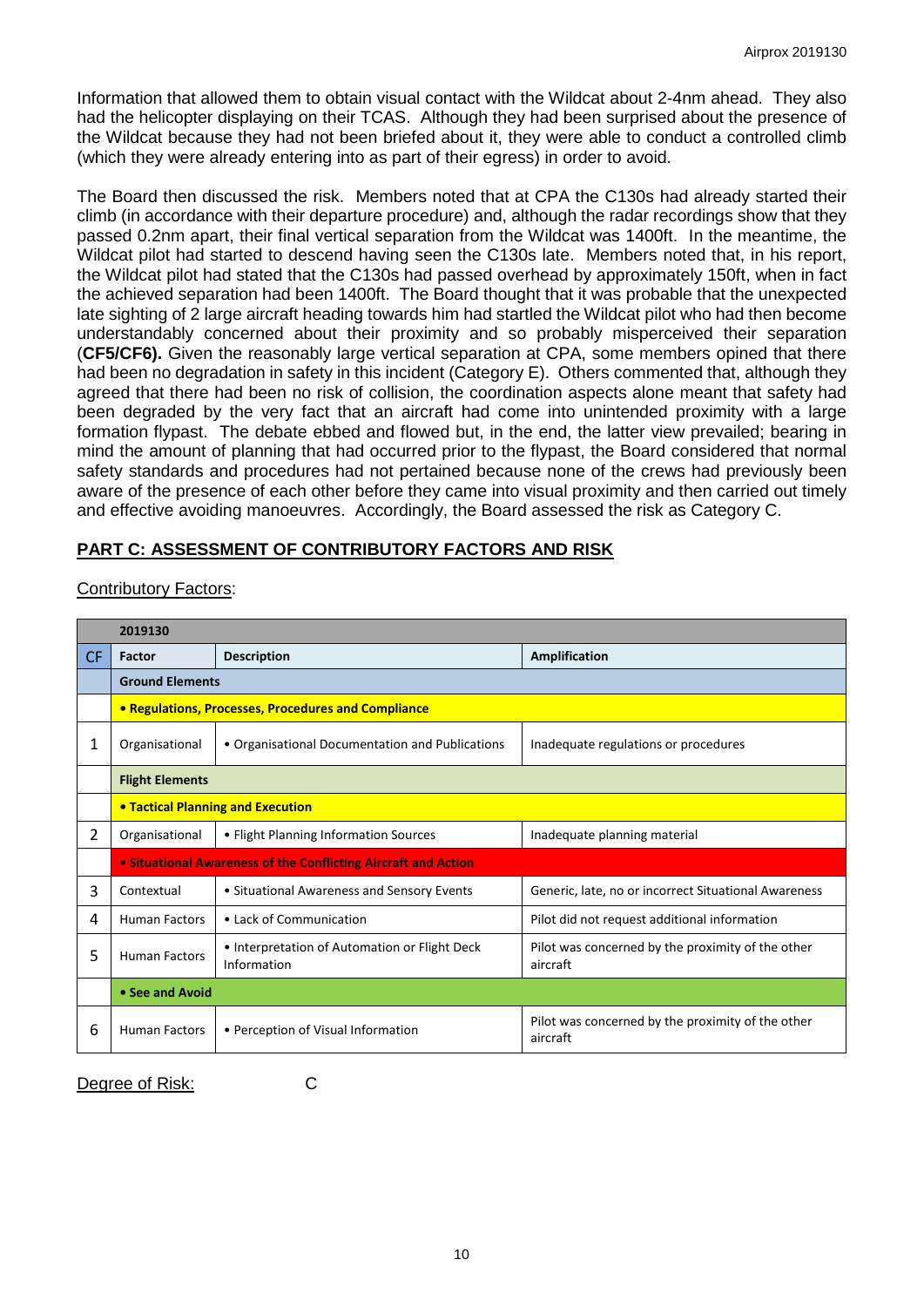Information that allowed them to obtain visual contact with the Wildcat about 2-4nm ahead. They also had the helicopter displaying on their TCAS. Although they had been surprised about the presence of the Wildcat because they had not been briefed about it, they were able to conduct a controlled climb (which they were already entering into as part of their egress) in order to avoid.

The Board then discussed the risk. Members noted that at CPA the C130s had already started their climb (in accordance with their departure procedure) and, although the radar recordings show that they passed 0.2nm apart, their final vertical separation from the Wildcat was 1400ft. In the meantime, the Wildcat pilot had started to descend having seen the C130s late. Members noted that, in his report, the Wildcat pilot had stated that the C130s had passed overhead by approximately 150ft, when in fact the achieved separation had been 1400ft. The Board thought that it was probable that the unexpected late sighting of 2 large aircraft heading towards him had startled the Wildcat pilot who had then become understandably concerned about their proximity and so probably misperceived their separation (**CF5/CF6).** Given the reasonably large vertical separation at CPA, some members opined that there had been no degradation in safety in this incident (Category E). Others commented that, although they agreed that there had been no risk of collision, the coordination aspects alone meant that safety had been degraded by the very fact that an aircraft had come into unintended proximity with a large formation flypast. The debate ebbed and flowed but, in the end, the latter view prevailed; bearing in mind the amount of planning that had occurred prior to the flypast, the Board considered that normal safety standards and procedures had not pertained because none of the crews had previously been aware of the presence of each other before they came into visual proximity and then carried out timely and effective avoiding manoeuvres. Accordingly, the Board assessed the risk as Category C.

## PART C: ASSESSMENT OF CONTRIBUTORY FACTORS AND RISK

Contributory Factors:

| | 2019130 | | |
|---|---|---|---|
| CF | Factor | Description | Amplification |
| | **Ground Elements** | | |
| | **• Regulations, Processes, Procedures and Compliance** | | |
| 1 | Organisational | • Organisational Documentation and Publications | Inadequate regulations or procedures |
| | **Flight Elements** | | |
| | **• Tactical Planning and Execution** | | |
| 2 | Organisational | • Flight Planning Information Sources | Inadequate planning material |
| | **• Situational Awareness of the Conflicting Aircraft and Action** | | |
| 3 | Contextual | • Situational Awareness and Sensory Events | Generic, late, no or incorrect Situational Awareness |
| 4 | Human Factors | • Lack of Communication | Pilot did not request additional information |
| 5 | Human Factors | • Interpretation of Automation or Flight Deck Information | Pilot was concerned by the proximity of the other aircraft |
| | **• See and Avoid** | | |
| 6 | Human Factors | • Perception of Visual Information | Pilot was concerned by the proximity of the other aircraft |

Degree of Risk: C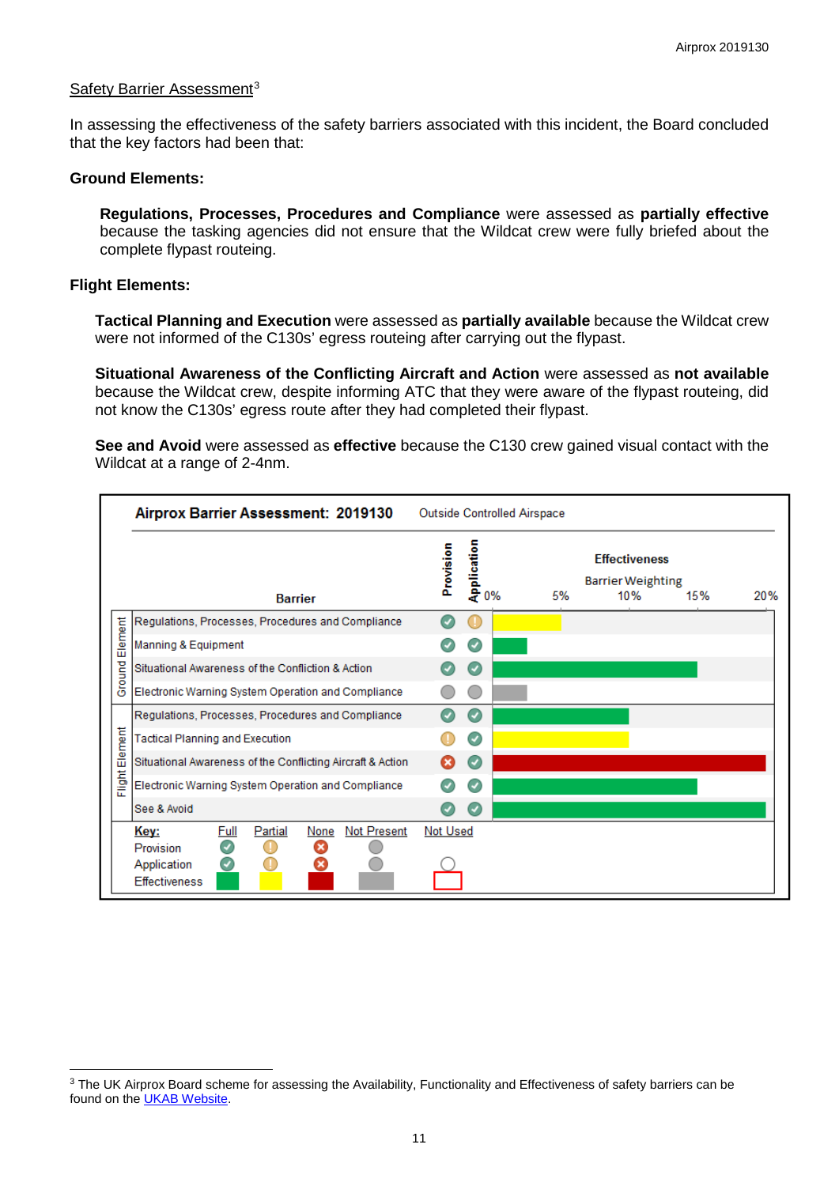Safety Barrier Assessment[3]

In assessing the effectiveness of the safety barriers associated with this incident, the Board concluded that the key factors had been that:

**Ground Elements:**

**Regulations, Processes, Procedures and Compliance** were assessed as **partially effective** because the tasking agencies did not ensure that the Wildcat crew were fully briefed about the complete flypast routeing.

**Flight Elements:**

**Tactical Planning and Execution** were assessed as **partially available** because the Wildcat crew were not informed of the C130s' egress routeing after carrying out the flypast.

**Situational Awareness of the Conflicting Aircraft and Action** were assessed as **not available** because the Wildcat crew, despite informing ATC that they were aware of the flypast routeing, did not know the C130s' egress route after they had completed their flypast.

**See and Avoid** were assessed as **effective** because the C130 crew gained visual contact with the Wildcat at a range of 2-4nm.

Airprox Barrier Assessment: 2019130

Outside Controlled Airspace

Barrier

Provision

Application

Effectiveness

Barrier Weighting

0%

5%

10%

15%

20%

Ground Element

Regulations, Processes, Procedures and Compliance

Manning & Equipment

Situational Awareness of the Confliction & Action

Electronic Warning System Operation and Compliance

Flight Element

Regulations, Processes, Procedures and Compliance

Tactical Planning and Execution

Situational Awareness of the Conflicting Aircraft & Action

Electronic Warning System Operation and Compliance

See & Avoid

Key: Full, Partial, None, Not Present, Not Used

Provision

Application

Effectiveness

[3] The UK Airprox Board scheme for assessing the Availability, Functionality and Effectiveness of safety barriers can be found on the UKAB Website.